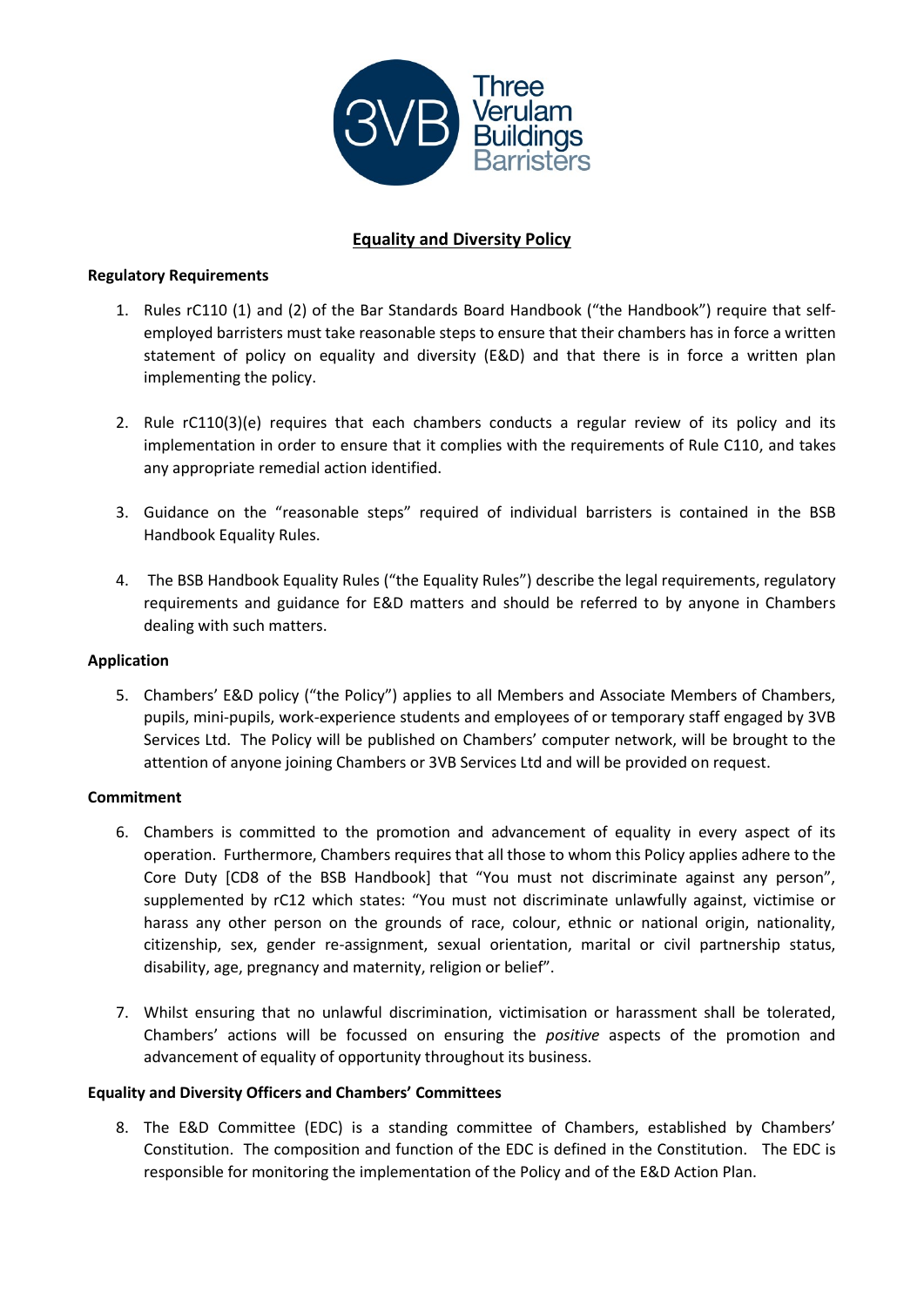# Equality and Diversity Policy

**Regulatory Requirements**

1. Rules rC110 (1) and (2) of the Bar Standards Board Handbook ("the Handbook") require that self-employed barristers must take reasonable steps to ensure that their chambers has in force a written statement of policy on equality and diversity (E&D) and that there is in force a written plan implementing the policy.

2. Rule rC110(3)(e) requires that each chambers conducts a regular review of its policy and its implementation in order to ensure that it complies with the requirements of Rule C110, and takes any appropriate remedial action identified.

3. Guidance on the "reasonable steps" required of individual barristers is contained in the BSB Handbook Equality Rules.

4. The BSB Handbook Equality Rules ("the Equality Rules") describe the legal requirements, regulatory requirements and guidance for E&D matters and should be referred to by anyone in Chambers dealing with such matters.

**Application**

5. Chambers' E&D policy ("the Policy") applies to all Members and Associate Members of Chambers, pupils, mini-pupils, work-experience students and employees of or temporary staff engaged by 3VB Services Ltd. The Policy will be published on Chambers' computer network, will be brought to the attention of anyone joining Chambers or 3VB Services Ltd and will be provided on request.

**Commitment**

6. Chambers is committed to the promotion and advancement of equality in every aspect of its operation. Furthermore, Chambers requires that all those to whom this Policy applies adhere to the Core Duty [CD8 of the BSB Handbook] that "You must not discriminate against any person", supplemented by rC12 which states: "You must not discriminate unlawfully against, victimise or harass any other person on the grounds of race, colour, ethnic or national origin, nationality, citizenship, sex, gender re-assignment, sexual orientation, marital or civil partnership status, disability, age, pregnancy and maternity, religion or belief".

7. Whilst ensuring that no unlawful discrimination, victimisation or harassment shall be tolerated, Chambers' actions will be focussed on ensuring the *positive* aspects of the promotion and advancement of equality of opportunity throughout its business.

**Equality and Diversity Officers and Chambers' Committees**

8. The E&D Committee (EDC) is a standing committee of Chambers, established by Chambers' Constitution. The composition and function of the EDC is defined in the Constitution. The EDC is responsible for monitoring the implementation of the Policy and of the E&D Action Plan.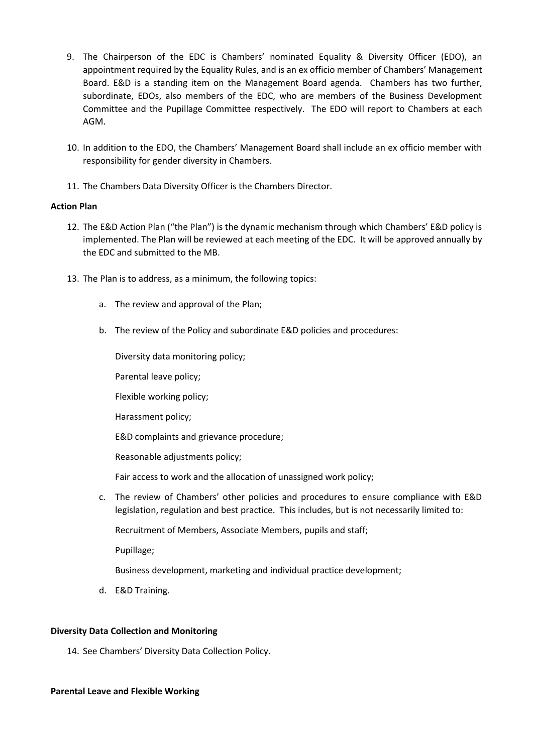9. The Chairperson of the EDC is Chambers' nominated Equality & Diversity Officer (EDO), an appointment required by the Equality Rules, and is an ex officio member of Chambers' Management Board. E&D is a standing item on the Management Board agenda. Chambers has two further, subordinate, EDOs, also members of the EDC, who are members of the Business Development Committee and the Pupillage Committee respectively. The EDO will report to Chambers at each AGM.

10. In addition to the EDO, the Chambers' Management Board shall include an ex officio member with responsibility for gender diversity in Chambers.

11. The Chambers Data Diversity Officer is the Chambers Director.

**Action Plan**

12. The E&D Action Plan ("the Plan") is the dynamic mechanism through which Chambers' E&D policy is implemented. The Plan will be reviewed at each meeting of the EDC. It will be approved annually by the EDC and submitted to the MB.

13. The Plan is to address, as a minimum, the following topics:

    a. The review and approval of the Plan;

    b. The review of the Policy and subordinate E&D policies and procedures:

       Diversity data monitoring policy;

       Parental leave policy;

       Flexible working policy;

       Harassment policy;

       E&D complaints and grievance procedure;

       Reasonable adjustments policy;

       Fair access to work and the allocation of unassigned work policy;

    c. The review of Chambers' other policies and procedures to ensure compliance with E&D legislation, regulation and best practice. This includes, but is not necessarily limited to:

       Recruitment of Members, Associate Members, pupils and staff;

       Pupillage;

       Business development, marketing and individual practice development;

    d. E&D Training.

**Diversity Data Collection and Monitoring**

14. See Chambers' Diversity Data Collection Policy.

**Parental Leave and Flexible Working**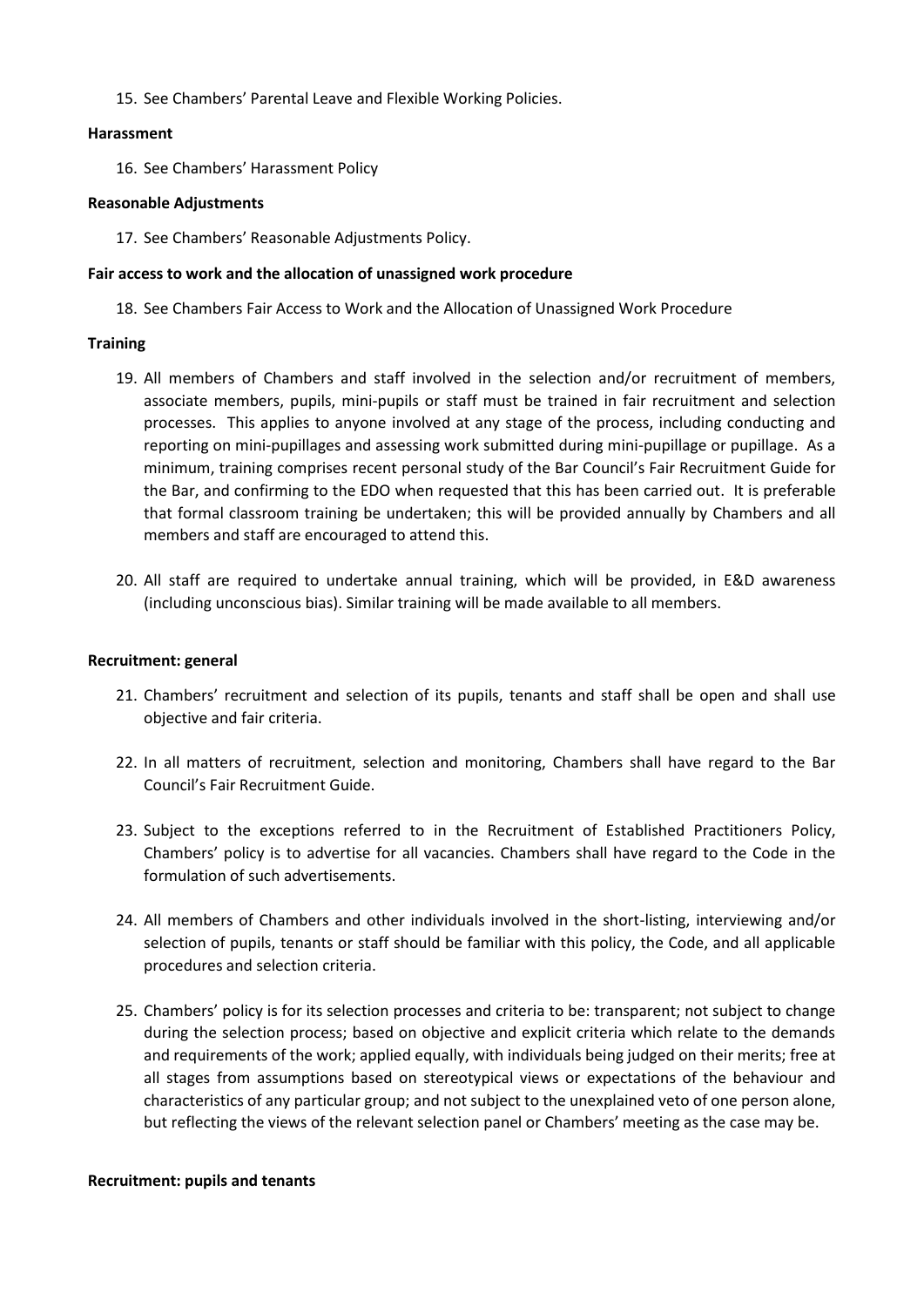15. See Chambers' Parental Leave and Flexible Working Policies.

**Harassment**

16. See Chambers' Harassment Policy

**Reasonable Adjustments**

17. See Chambers' Reasonable Adjustments Policy.

**Fair access to work and the allocation of unassigned work procedure**

18. See Chambers Fair Access to Work and the Allocation of Unassigned Work Procedure

**Training**

19. All members of Chambers and staff involved in the selection and/or recruitment of members, associate members, pupils, mini-pupils or staff must be trained in fair recruitment and selection processes. This applies to anyone involved at any stage of the process, including conducting and reporting on mini-pupillages and assessing work submitted during mini-pupillage or pupillage. As a minimum, training comprises recent personal study of the Bar Council's Fair Recruitment Guide for the Bar, and confirming to the EDO when requested that this has been carried out. It is preferable that formal classroom training be undertaken; this will be provided annually by Chambers and all members and staff are encouraged to attend this.

20. All staff are required to undertake annual training, which will be provided, in E&D awareness (including unconscious bias). Similar training will be made available to all members.

**Recruitment: general**

21. Chambers' recruitment and selection of its pupils, tenants and staff shall be open and shall use objective and fair criteria.

22. In all matters of recruitment, selection and monitoring, Chambers shall have regard to the Bar Council's Fair Recruitment Guide.

23. Subject to the exceptions referred to in the Recruitment of Established Practitioners Policy, Chambers' policy is to advertise for all vacancies. Chambers shall have regard to the Code in the formulation of such advertisements.

24. All members of Chambers and other individuals involved in the short-listing, interviewing and/or selection of pupils, tenants or staff should be familiar with this policy, the Code, and all applicable procedures and selection criteria.

25. Chambers' policy is for its selection processes and criteria to be: transparent; not subject to change during the selection process; based on objective and explicit criteria which relate to the demands and requirements of the work; applied equally, with individuals being judged on their merits; free at all stages from assumptions based on stereotypical views or expectations of the behaviour and characteristics of any particular group; and not subject to the unexplained veto of one person alone, but reflecting the views of the relevant selection panel or Chambers' meeting as the case may be.

**Recruitment: pupils and tenants**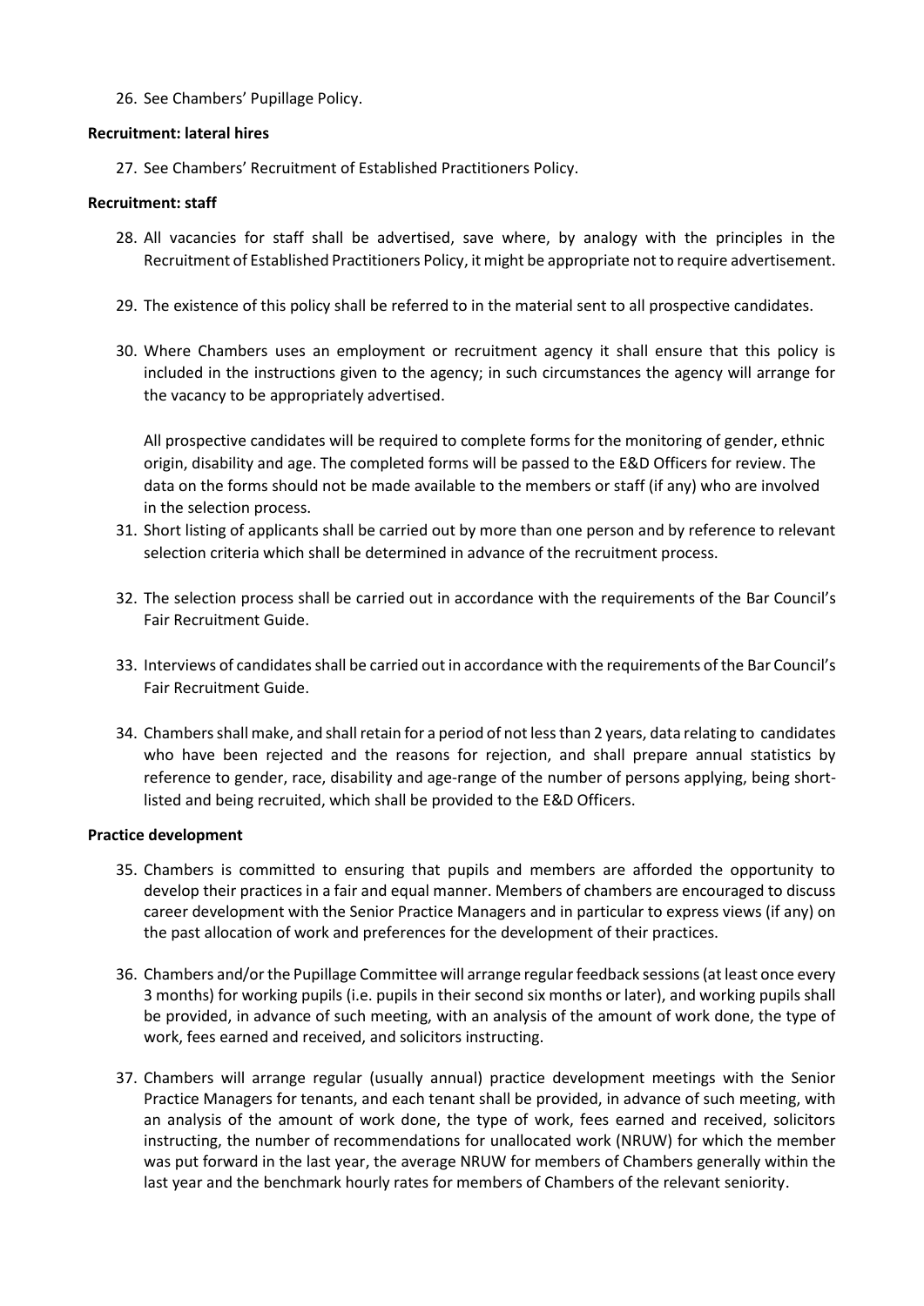26. See Chambers' Pupillage Policy.

**Recruitment: lateral hires**

27. See Chambers' Recruitment of Established Practitioners Policy.

**Recruitment: staff**

28. All vacancies for staff shall be advertised, save where, by analogy with the principles in the Recruitment of Established Practitioners Policy, it might be appropriate not to require advertisement.

29. The existence of this policy shall be referred to in the material sent to all prospective candidates.

30. Where Chambers uses an employment or recruitment agency it shall ensure that this policy is included in the instructions given to the agency; in such circumstances the agency will arrange for the vacancy to be appropriately advertised.

    All prospective candidates will be required to complete forms for the monitoring of gender, ethnic origin, disability and age. The completed forms will be passed to the E&D Officers for review. The data on the forms should not be made available to the members or staff (if any) who are involved in the selection process.

31. Short listing of applicants shall be carried out by more than one person and by reference to relevant selection criteria which shall be determined in advance of the recruitment process.

32. The selection process shall be carried out in accordance with the requirements of the Bar Council's Fair Recruitment Guide.

33. Interviews of candidates shall be carried out in accordance with the requirements of the Bar Council's Fair Recruitment Guide.

34. Chambers shall make, and shall retain for a period of not less than 2 years, data relating to candidates who have been rejected and the reasons for rejection, and shall prepare annual statistics by reference to gender, race, disability and age-range of the number of persons applying, being short-listed and being recruited, which shall be provided to the E&D Officers.

**Practice development**

35. Chambers is committed to ensuring that pupils and members are afforded the opportunity to develop their practices in a fair and equal manner. Members of chambers are encouraged to discuss career development with the Senior Practice Managers and in particular to express views (if any) on the past allocation of work and preferences for the development of their practices.

36. Chambers and/or the Pupillage Committee will arrange regular feedback sessions (at least once every 3 months) for working pupils (i.e. pupils in their second six months or later), and working pupils shall be provided, in advance of such meeting, with an analysis of the amount of work done, the type of work, fees earned and received, and solicitors instructing.

37. Chambers will arrange regular (usually annual) practice development meetings with the Senior Practice Managers for tenants, and each tenant shall be provided, in advance of such meeting, with an analysis of the amount of work done, the type of work, fees earned and received, solicitors instructing, the number of recommendations for unallocated work (NRUW) for which the member was put forward in the last year, the average NRUW for members of Chambers generally within the last year and the benchmark hourly rates for members of Chambers of the relevant seniority.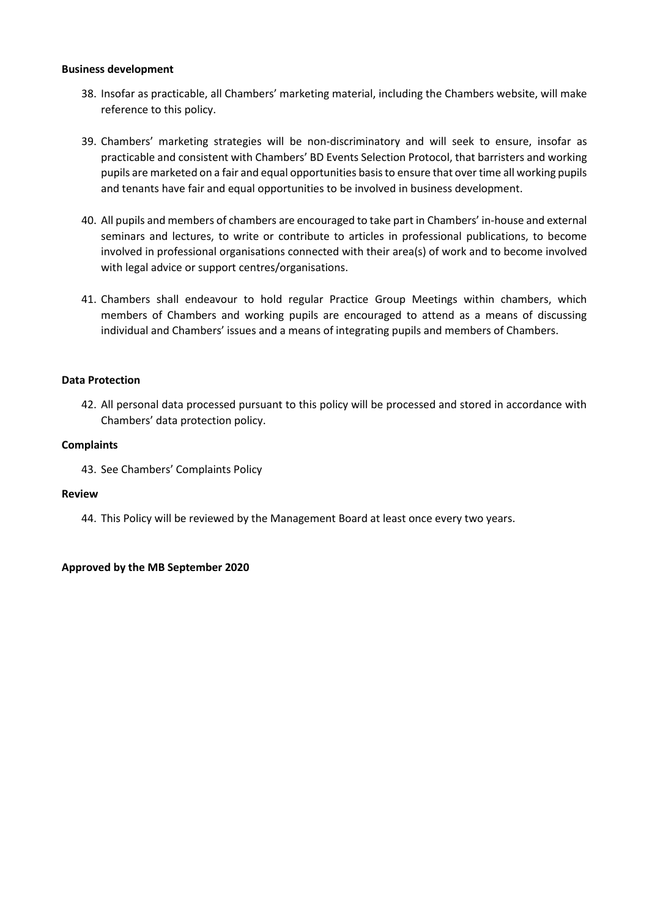**Business development**

38. Insofar as practicable, all Chambers' marketing material, including the Chambers website, will make reference to this policy.

39. Chambers' marketing strategies will be non-discriminatory and will seek to ensure, insofar as practicable and consistent with Chambers' BD Events Selection Protocol, that barristers and working pupils are marketed on a fair and equal opportunities basis to ensure that over time all working pupils and tenants have fair and equal opportunities to be involved in business development.

40. All pupils and members of chambers are encouraged to take part in Chambers' in-house and external seminars and lectures, to write or contribute to articles in professional publications, to become involved in professional organisations connected with their area(s) of work and to become involved with legal advice or support centres/organisations.

41. Chambers shall endeavour to hold regular Practice Group Meetings within chambers, which members of Chambers and working pupils are encouraged to attend as a means of discussing individual and Chambers' issues and a means of integrating pupils and members of Chambers.

**Data Protection**

42. All personal data processed pursuant to this policy will be processed and stored in accordance with Chambers' data protection policy.

**Complaints**

43. See Chambers' Complaints Policy

**Review**

44. This Policy will be reviewed by the Management Board at least once every two years.

**Approved by the MB September 2020**